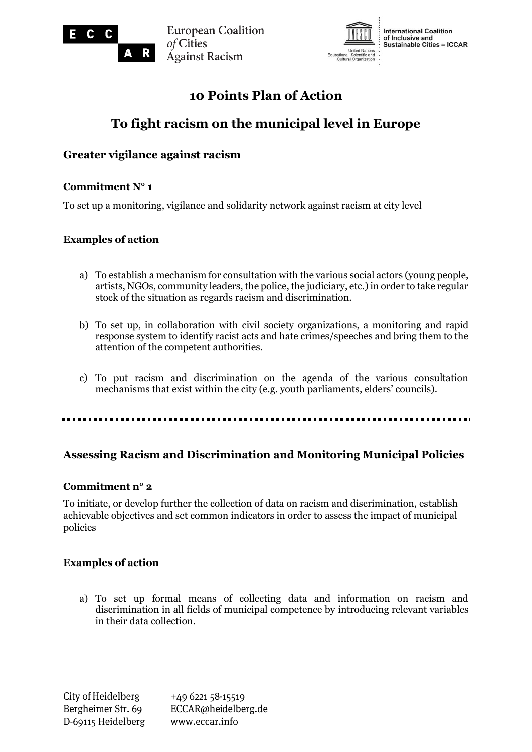# 10 Points Plan of Action

## To fight racism on the municipal level in Europe

### Greater vigilance against racism

**Commitment N° 1**

To set up a monitoring, vigilance and solidarity network against racism at city level

**Examples of action**

a) To establish a mechanism for consultation with the various social actors (young people, artists, NGOs, community leaders, the police, the judiciary, etc.) in order to take regular stock of the situation as regards racism and discrimination.

b) To set up, in collaboration with civil society organizations, a monitoring and rapid response system to identify racist acts and hate crimes/speeches and bring them to the attention of the competent authorities.

c) To put racism and discrimination on the agenda of the various consultation mechanisms that exist within the city (e.g. youth parliaments, elders' councils).

---

### Assessing Racism and Discrimination and Monitoring Municipal Policies

**Commitment n° 2**

To initiate, or develop further the collection of data on racism and discrimination, establish achievable objectives and set common indicators in order to assess the impact of municipal policies

**Examples of action**

a) To set up formal means of collecting data and information on racism and discrimination in all fields of municipal competence by introducing relevant variables in their data collection.

City of Heidelberg
Bergheimer Str. 69
D-69115 Heidelberg

+49 6221 58-15519
ECCAR@heidelberg.de
www.eccar.info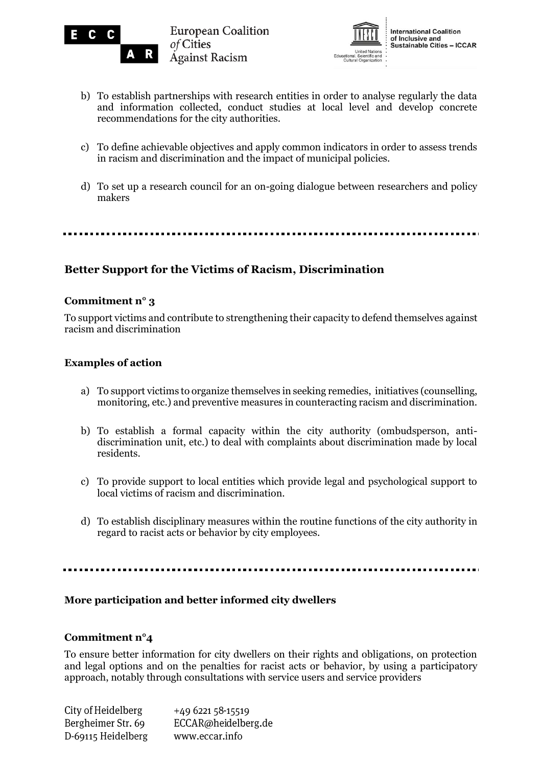b) To establish partnerships with research entities in order to analyse regularly the data and information collected, conduct studies at local level and develop concrete recommendations for the city authorities.

c) To define achievable objectives and apply common indicators in order to assess trends in racism and discrimination and the impact of municipal policies.

d) To set up a research council for an on-going dialogue between researchers and policy makers

---

## Better Support for the Victims of Racism, Discrimination

### Commitment n° 3

To support victims and contribute to strengthening their capacity to defend themselves against racism and discrimination

### Examples of action

a) To support victims to organize themselves in seeking remedies, initiatives (counselling, monitoring, etc.) and preventive measures in counteracting racism and discrimination.

b) To establish a formal capacity within the city authority (ombudsperson, anti-discrimination unit, etc.) to deal with complaints about discrimination made by local residents.

c) To provide support to local entities which provide legal and psychological support to local victims of racism and discrimination.

d) To establish disciplinary measures within the routine functions of the city authority in regard to racist acts or behavior by city employees.

---

## More participation and better informed city dwellers

### Commitment n°4

To ensure better information for city dwellers on their rights and obligations, on protection and legal options and on the penalties for racist acts or behavior, by using a participatory approach, notably through consultations with service users and service providers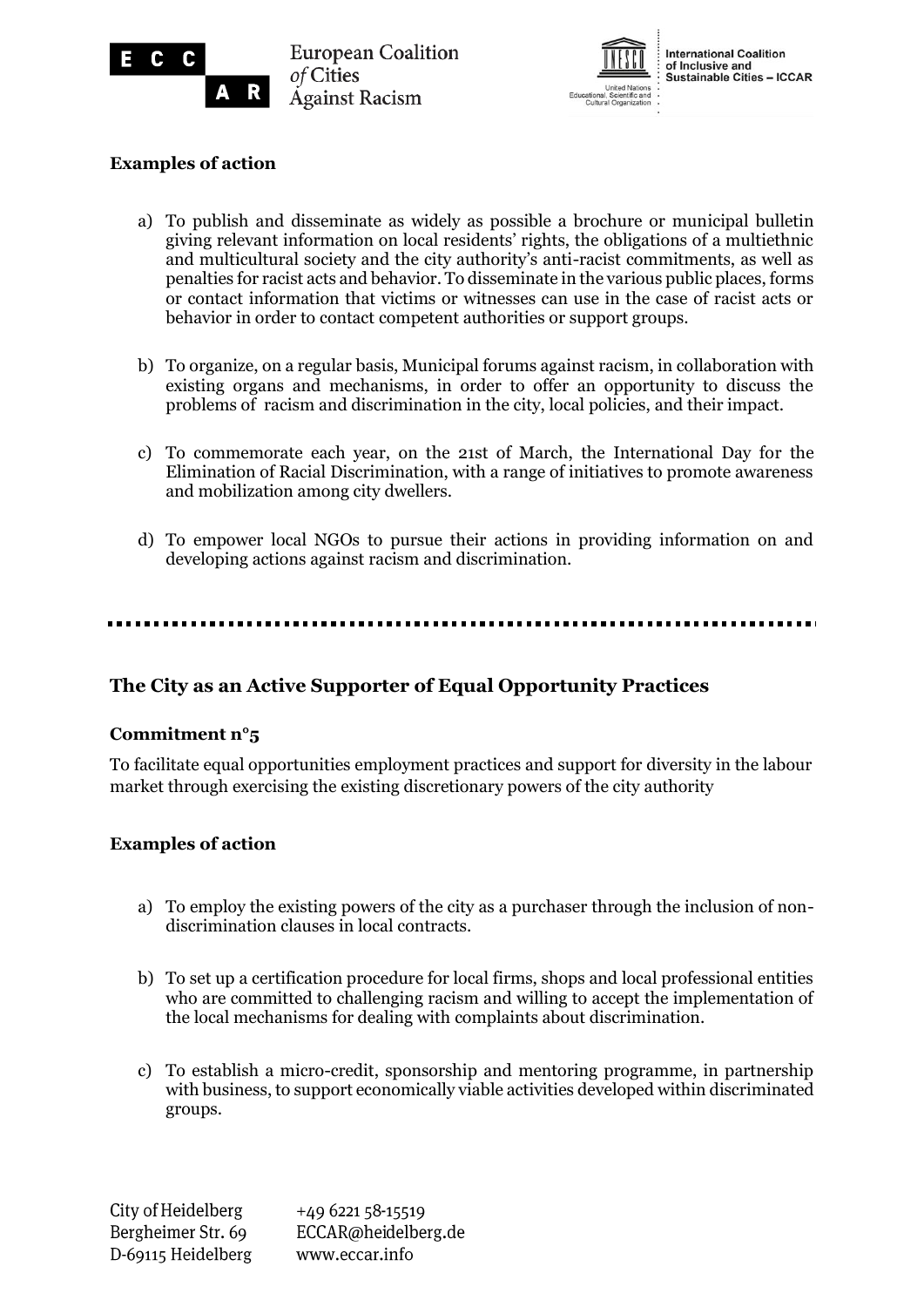**Examples of action**

a) To publish and disseminate as widely as possible a brochure or municipal bulletin giving relevant information on local residents' rights, the obligations of a multiethnic and multicultural society and the city authority's anti-racist commitments, as well as penalties for racist acts and behavior. To disseminate in the various public places, forms or contact information that victims or witnesses can use in the case of racist acts or behavior in order to contact competent authorities or support groups.

b) To organize, on a regular basis, Municipal forums against racism, in collaboration with existing organs and mechanisms, in order to offer an opportunity to discuss the problems of racism and discrimination in the city, local policies, and their impact.

c) To commemorate each year, on the 21st of March, the International Day for the Elimination of Racial Discrimination, with a range of initiatives to promote awareness and mobilization among city dwellers.

d) To empower local NGOs to pursue their actions in providing information on and developing actions against racism and discrimination.

---

## The City as an Active Supporter of Equal Opportunity Practices

**Commitment n°5**

To facilitate equal opportunities employment practices and support for diversity in the labour market through exercising the existing discretionary powers of the city authority

**Examples of action**

a) To employ the existing powers of the city as a purchaser through the inclusion of non-discrimination clauses in local contracts.

b) To set up a certification procedure for local firms, shops and local professional entities who are committed to challenging racism and willing to accept the implementation of the local mechanisms for dealing with complaints about discrimination.

c) To establish a micro-credit, sponsorship and mentoring programme, in partnership with business, to support economically viable activities developed within discriminated groups.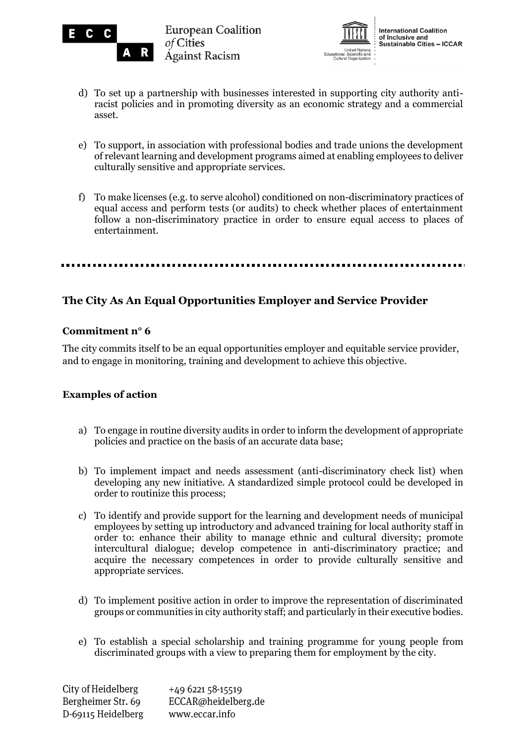d) To set up a partnership with businesses interested in supporting city authority anti-racist policies and in promoting diversity as an economic strategy and a commercial asset.

e) To support, in association with professional bodies and trade unions the development of relevant learning and development programs aimed at enabling employees to deliver culturally sensitive and appropriate services.

f) To make licenses (e.g. to serve alcohol) conditioned on non-discriminatory practices of equal access and perform tests (or audits) to check whether places of entertainment follow a non-discriminatory practice in order to ensure equal access to places of entertainment.

---

## The City As An Equal Opportunities Employer and Service Provider

### Commitment n° 6

The city commits itself to be an equal opportunities employer and equitable service provider, and to engage in monitoring, training and development to achieve this objective.

### Examples of action

a) To engage in routine diversity audits in order to inform the development of appropriate policies and practice on the basis of an accurate data base;

b) To implement impact and needs assessment (anti-discriminatory check list) when developing any new initiative. A standardized simple protocol could be developed in order to routinize this process;

c) To identify and provide support for the learning and development needs of municipal employees by setting up introductory and advanced training for local authority staff in order to: enhance their ability to manage ethnic and cultural diversity; promote intercultural dialogue; develop competence in anti-discriminatory practice; and acquire the necessary competences in order to provide culturally sensitive and appropriate services.

d) To implement positive action in order to improve the representation of discriminated groups or communities in city authority staff; and particularly in their executive bodies.

e) To establish a special scholarship and training programme for young people from discriminated groups with a view to preparing them for employment by the city.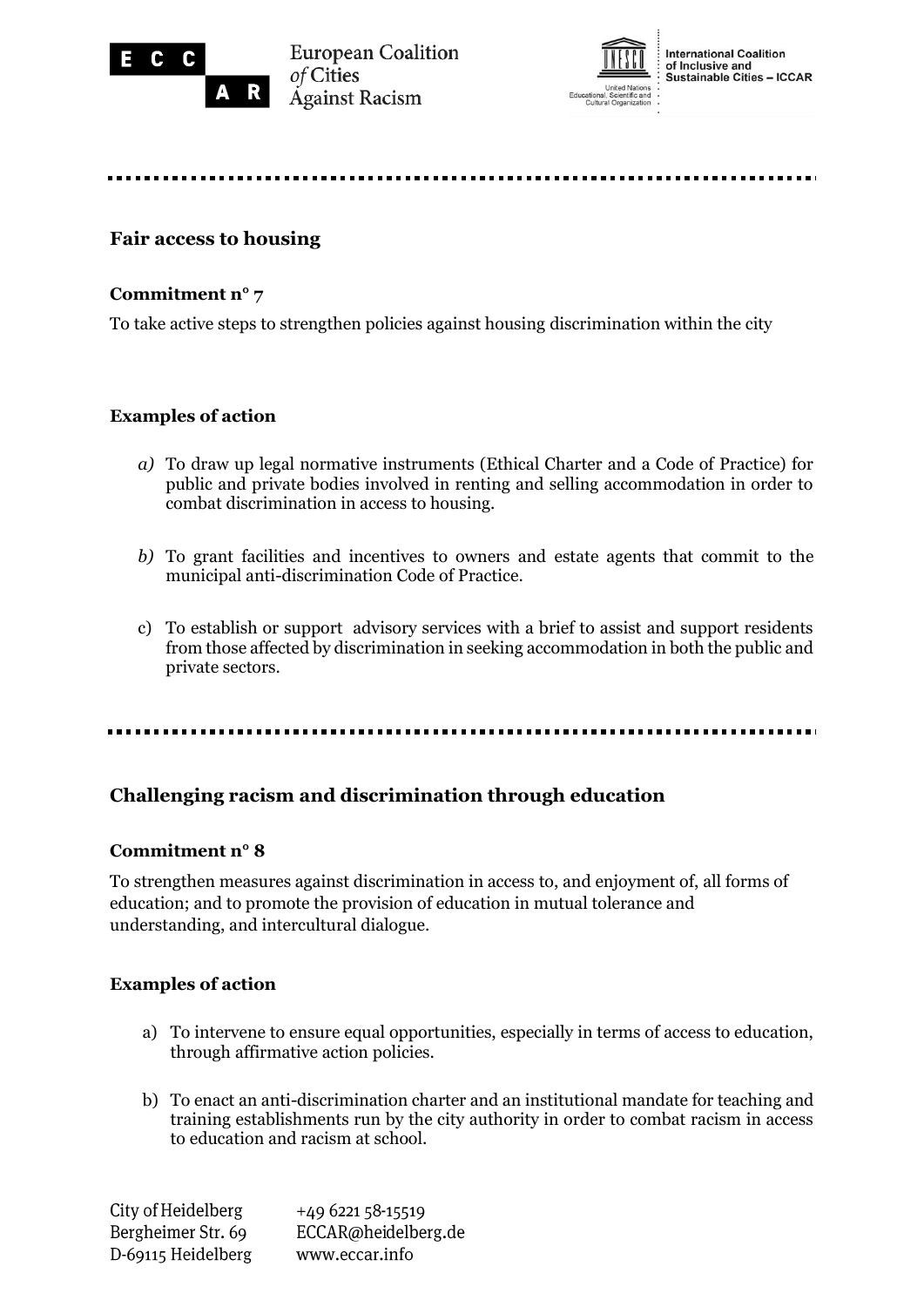## Fair access to housing

**Commitment n° 7**

To take active steps to strengthen policies against housing discrimination within the city

**Examples of action**

*a)* To draw up legal normative instruments (Ethical Charter and a Code of Practice) for public and private bodies involved in renting and selling accommodation in order to combat discrimination in access to housing.

*b)* To grant facilities and incentives to owners and estate agents that commit to the municipal anti-discrimination Code of Practice.

c) To establish or support advisory services with a brief to assist and support residents from those affected by discrimination in seeking accommodation in both the public and private sectors.

---

## Challenging racism and discrimination through education

**Commitment n° 8**

To strengthen measures against discrimination in access to, and enjoyment of, all forms of education; and to promote the provision of education in mutual tolerance and understanding, and intercultural dialogue.

**Examples of action**

a) To intervene to ensure equal opportunities, especially in terms of access to education, through affirmative action policies.

b) To enact an anti-discrimination charter and an institutional mandate for teaching and training establishments run by the city authority in order to combat racism in access to education and racism at school.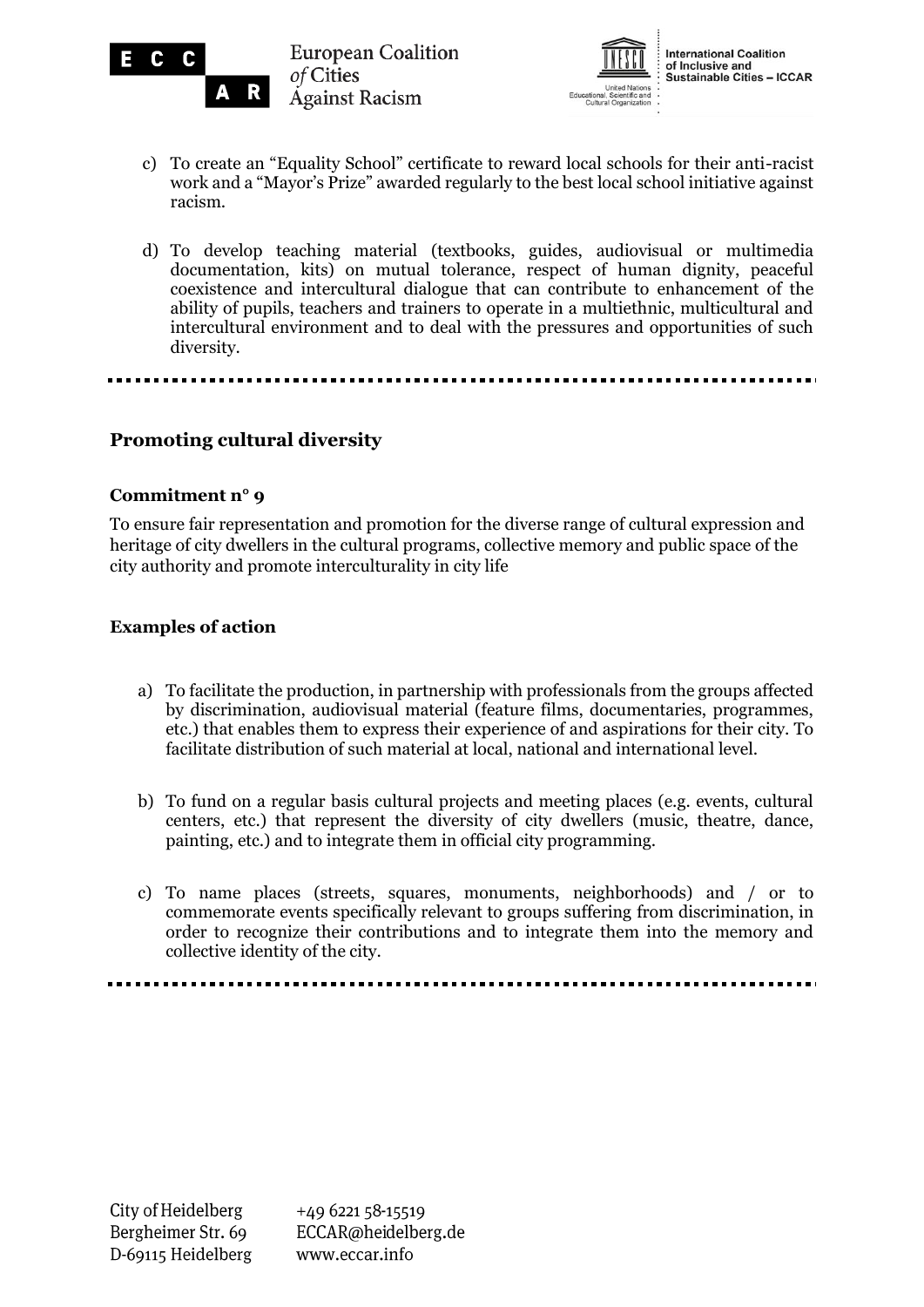c) To create an "Equality School" certificate to reward local schools for their anti-racist work and a "Mayor's Prize" awarded regularly to the best local school initiative against racism.

d) To develop teaching material (textbooks, guides, audiovisual or multimedia documentation, kits) on mutual tolerance, respect of human dignity, peaceful coexistence and intercultural dialogue that can contribute to enhancement of the ability of pupils, teachers and trainers to operate in a multiethnic, multicultural and intercultural environment and to deal with the pressures and opportunities of such diversity.

## Promoting cultural diversity

### Commitment n° 9

To ensure fair representation and promotion for the diverse range of cultural expression and heritage of city dwellers in the cultural programs, collective memory and public space of the city authority and promote interculturality in city life

### Examples of action

a) To facilitate the production, in partnership with professionals from the groups affected by discrimination, audiovisual material (feature films, documentaries, programmes, etc.) that enables them to express their experience of and aspirations for their city. To facilitate distribution of such material at local, national and international level.

b) To fund on a regular basis cultural projects and meeting places (e.g. events, cultural centers, etc.) that represent the diversity of city dwellers (music, theatre, dance, painting, etc.) and to integrate them in official city programming.

c) To name places (streets, squares, monuments, neighborhoods) and / or to commemorate events specifically relevant to groups suffering from discrimination, in order to recognize their contributions and to integrate them into the memory and collective identity of the city.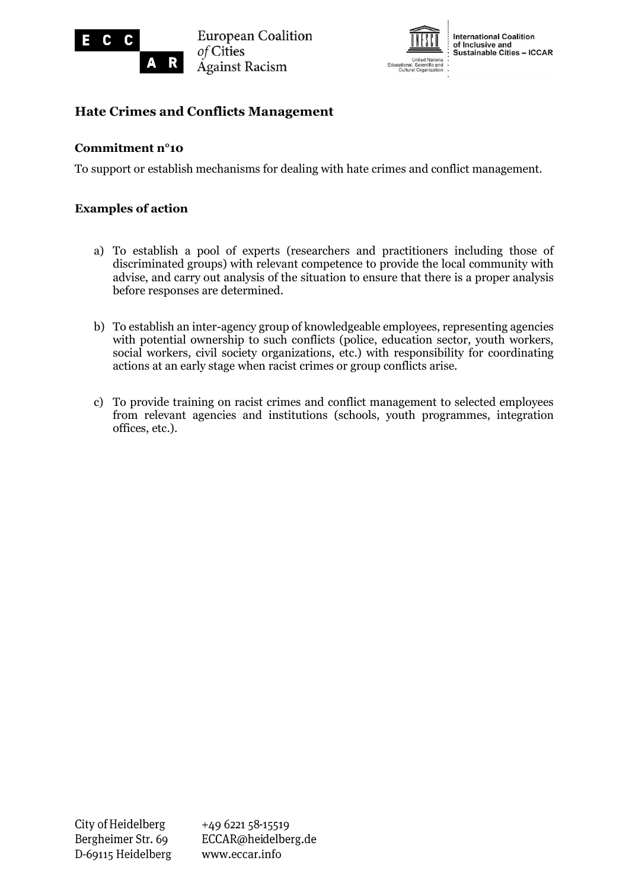## Hate Crimes and Conflicts Management

### Commitment n°10

To support or establish mechanisms for dealing with hate crimes and conflict management.

### Examples of action

a) To establish a pool of experts (researchers and practitioners including those of discriminated groups) with relevant competence to provide the local community with advise, and carry out analysis of the situation to ensure that there is a proper analysis before responses are determined.

b) To establish an inter-agency group of knowledgeable employees, representing agencies with potential ownership to such conflicts (police, education sector, youth workers, social workers, civil society organizations, etc.) with responsibility for coordinating actions at an early stage when racist crimes or group conflicts arise.

c) To provide training on racist crimes and conflict management to selected employees from relevant agencies and institutions (schools, youth programmes, integration offices, etc.).